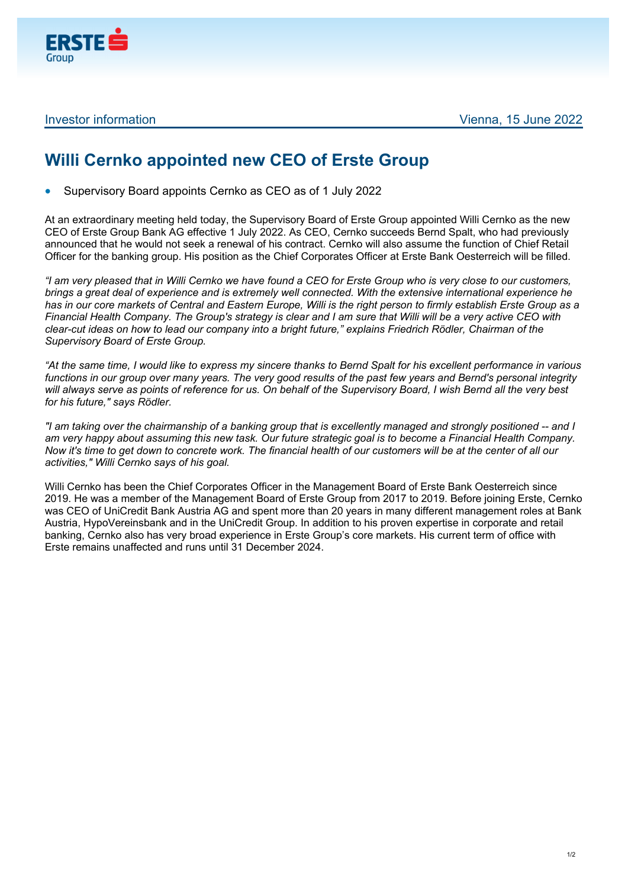Investor information | Vienna, 15 June 2022

# Willi Cernko appointed new CEO of Erste Group

- Supervisory Board appoints Cernko as CEO as of 1 July 2022

At an extraordinary meeting held today, the Supervisory Board of Erste Group appointed Willi Cernko as the new CEO of Erste Group Bank AG effective 1 July 2022. As CEO, Cernko succeeds Bernd Spalt, who had previously announced that he would not seek a renewal of his contract. Cernko will also assume the function of Chief Retail Officer for the banking group. His position as the Chief Corporates Officer at Erste Bank Oesterreich will be filled.

*“I am very pleased that in Willi Cernko we have found a CEO for Erste Group who is very close to our customers, brings a great deal of experience and is extremely well connected. With the extensive international experience he has in our core markets of Central and Eastern Europe, Willi is the right person to firmly establish Erste Group as a Financial Health Company. The Group's strategy is clear and I am sure that Willi will be a very active CEO with clear-cut ideas on how to lead our company into a bright future,” explains Friedrich Rödler, Chairman of the Supervisory Board of Erste Group.*

*“At the same time, I would like to express my sincere thanks to Bernd Spalt for his excellent performance in various functions in our group over many years. The very good results of the past few years and Bernd's personal integrity will always serve as points of reference for us. On behalf of the Supervisory Board, I wish Bernd all the very best for his future," says Rödler.*

*"I am taking over the chairmanship of a banking group that is excellently managed and strongly positioned -- and I am very happy about assuming this new task. Our future strategic goal is to become a Financial Health Company. Now it's time to get down to concrete work. The financial health of our customers will be at the center of all our activities," Willi Cernko says of his goal.*

Willi Cernko has been the Chief Corporates Officer in the Management Board of Erste Bank Oesterreich since 2019. He was a member of the Management Board of Erste Group from 2017 to 2019. Before joining Erste, Cernko was CEO of UniCredit Bank Austria AG and spent more than 20 years in many different management roles at Bank Austria, HypoVereinsbank and in the UniCredit Group. In addition to his proven expertise in corporate and retail banking, Cernko also has very broad experience in Erste Group’s core markets. His current term of office with Erste remains unaffected and runs until 31 December 2024.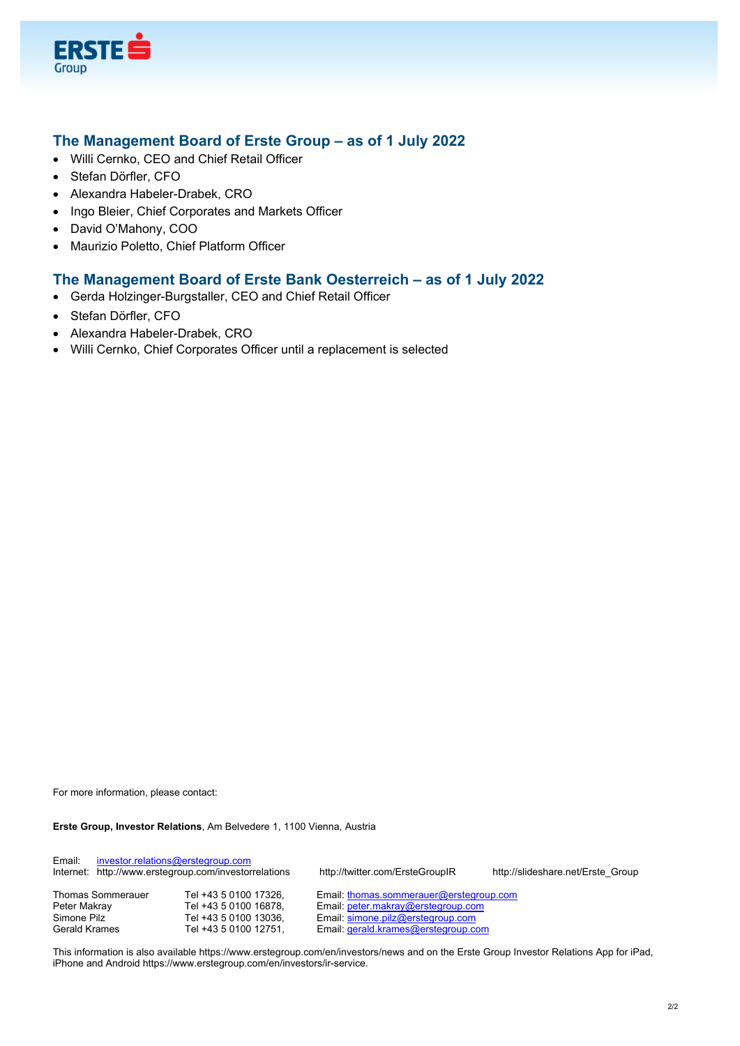## The Management Board of Erste Group – as of 1 July 2022

- Willi Cernko, CEO and Chief Retail Officer
- Stefan Dörfler, CFO
- Alexandra Habeler-Drabek, CRO
- Ingo Bleier, Chief Corporates and Markets Officer
- David O'Mahony, COO
- Maurizio Poletto, Chief Platform Officer

## The Management Board of Erste Bank Oesterreich – as of 1 July 2022

- Gerda Holzinger-Burgstaller, CEO and Chief Retail Officer
- Stefan Dörfler, CFO
- Alexandra Habeler-Drabek, CRO
- Willi Cernko, Chief Corporates Officer until a replacement is selected

For more information, please contact:

**Erste Group, Investor Relations**, Am Belvedere 1, 1100 Vienna, Austria

Email: investor.relations@erstegroup.com
Internet: http://www.erstegroup.com/investorrelations http://twitter.com/ErsteGroupIR http://slideshare.net/Erste_Group

| | | |
|---|---|---|
| Thomas Sommerauer | Tel +43 5 0100 17326, | Email: thomas.sommerauer@erstegroup.com |
| Peter Makray | Tel +43 5 0100 16878, | Email: peter.makray@erstegroup.com |
| Simone Pilz | Tel +43 5 0100 13036, | Email: simone.pilz@erstegroup.com |
| Gerald Krames | Tel +43 5 0100 12751, | Email: gerald.krames@erstegroup.com |

This information is also available https://www.erstegroup.com/en/investors/news and on the Erste Group Investor Relations App for iPad, iPhone and Android https://www.erstegroup.com/en/investors/ir-service.